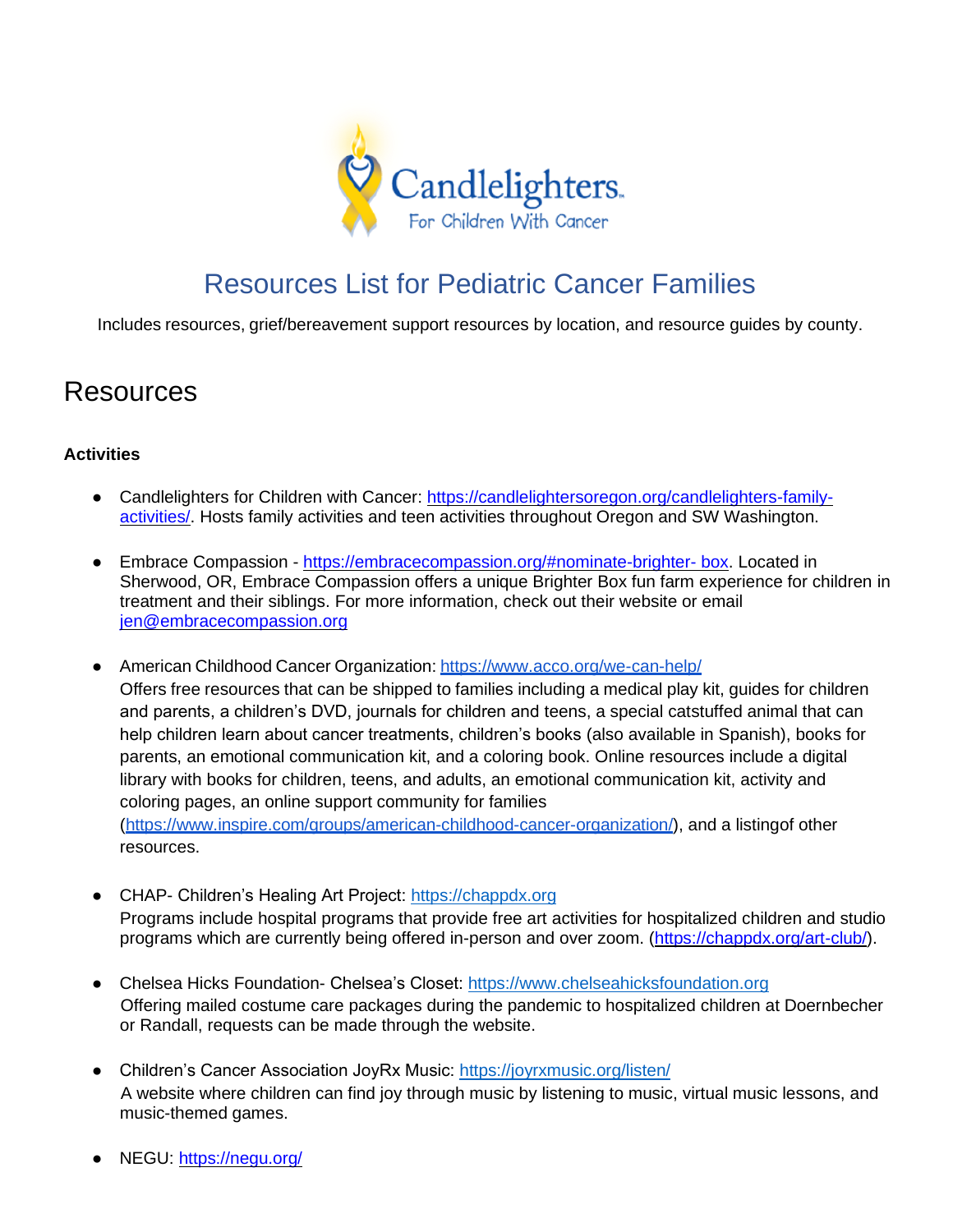Candlelighters
For Children With Cancer

# Resources List for Pediatric Cancer Families

Includes resources, grief/bereavement support resources by location, and resource guides by county.

## Resources

### Activities

- Candlelighters for Children with Cancer: https://candlelightersoregon.org/candlelighters-family-activities/. Hosts family activities and teen activities throughout Oregon and SW Washington.

- Embrace Compassion - https://embracecompassion.org/#nominate-brighter- box. Located in Sherwood, OR, Embrace Compassion offers a unique Brighter Box fun farm experience for children in treatment and their siblings. For more information, check out their website or email jen@embracecompassion.org

- American Childhood Cancer Organization: https://www.acco.org/we-can-help/
  Offers free resources that can be shipped to families including a medical play kit, guides for children and parents, a children's DVD, journals for children and teens, a special catstuffed animal that can help children learn about cancer treatments, children's books (also available in Spanish), books for parents, an emotional communication kit, and a coloring book. Online resources include a digital library with books for children, teens, and adults, an emotional communication kit, activity and coloring pages, an online support community for families (https://www.inspire.com/groups/american-childhood-cancer-organization/), and a listingof other resources.

- CHAP- Children's Healing Art Project: https://chappdx.org
  Programs include hospital programs that provide free art activities for hospitalized children and studio programs which are currently being offered in-person and over zoom. (https://chappdx.org/art-club/).

- Chelsea Hicks Foundation- Chelsea's Closet: https://www.chelseahicksfoundation.org
  Offering mailed costume care packages during the pandemic to hospitalized children at Doernbecher or Randall, requests can be made through the website.

- Children's Cancer Association JoyRx Music: https://joyrxmusic.org/listen/
  A website where children can find joy through music by listening to music, virtual music lessons, and music-themed games.

- NEGU: https://negu.org/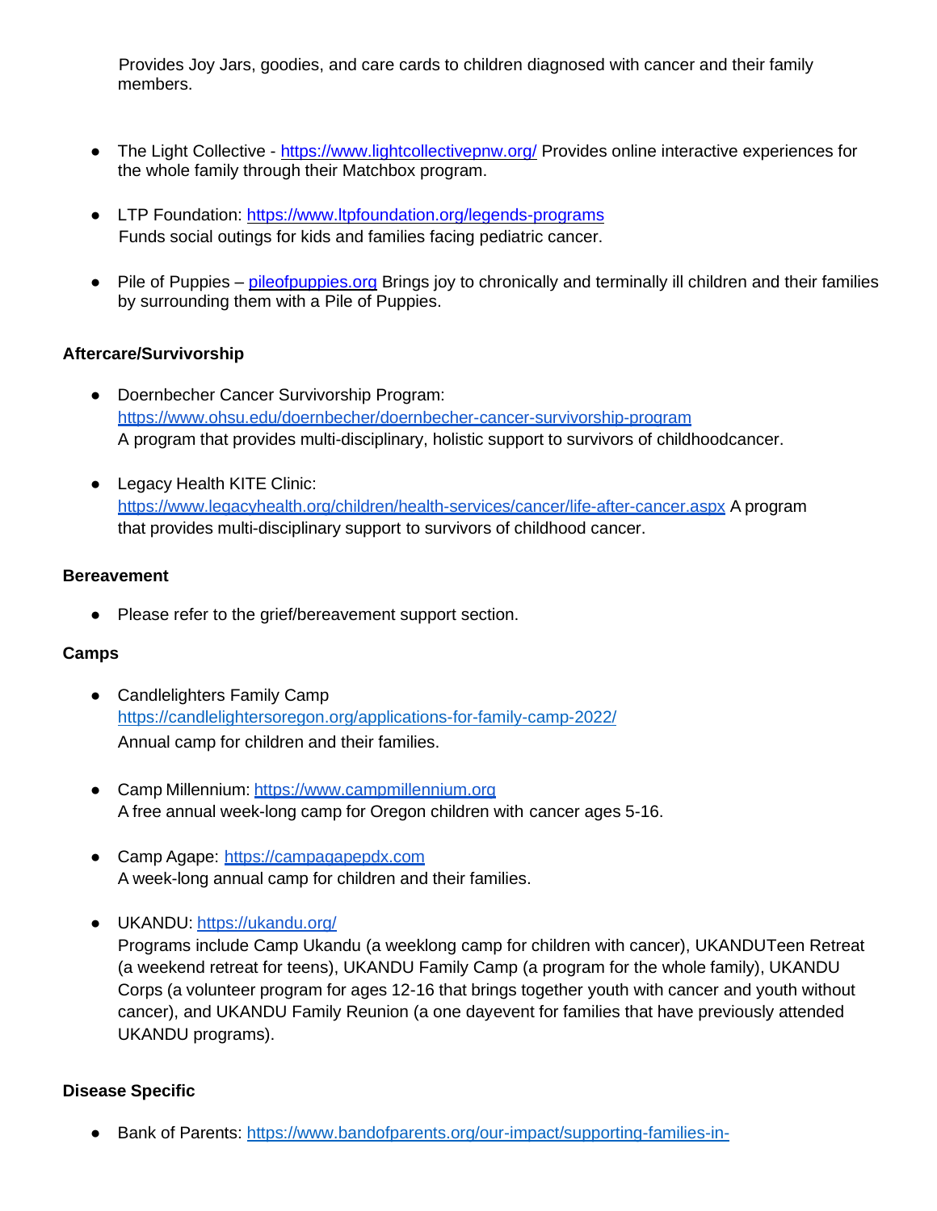Provides Joy Jars, goodies, and care cards to children diagnosed with cancer and their family members.

- The Light Collective - https://www.lightcollectivepnw.org/ Provides online interactive experiences for the whole family through their Matchbox program.

- LTP Foundation: https://www.ltpfoundation.org/legends-programs
  Funds social outings for kids and families facing pediatric cancer.

- Pile of Puppies – pileofpuppies.org Brings joy to chronically and terminally ill children and their families by surrounding them with a Pile of Puppies.

**Aftercare/Survivorship**

- Doernbecher Cancer Survivorship Program:
  https://www.ohsu.edu/doernbecher/doernbecher-cancer-survivorship-program
  A program that provides multi-disciplinary, holistic support to survivors of childhoodcancer.

- Legacy Health KITE Clinic:
  https://www.legacyhealth.org/children/health-services/cancer/life-after-cancer.aspx A program that provides multi-disciplinary support to survivors of childhood cancer.

**Bereavement**

- Please refer to the grief/bereavement support section.

**Camps**

- Candlelighters Family Camp
  https://candlelightersoregon.org/applications-for-family-camp-2022/
  Annual camp for children and their families.

- Camp Millennium: https://www.campmillennium.org
  A free annual week-long camp for Oregon children with cancer ages 5-16.

- Camp Agape: https://campagapepdx.com
  A week-long annual camp for children and their families.

- UKANDU: https://ukandu.org/
  Programs include Camp Ukandu (a weeklong camp for children with cancer), UKANDUTeen Retreat (a weekend retreat for teens), UKANDU Family Camp (a program for the whole family), UKANDU Corps (a volunteer program for ages 12-16 that brings together youth with cancer and youth without cancer), and UKANDU Family Reunion (a one dayevent for families that have previously attended UKANDU programs).

**Disease Specific**

- Bank of Parents: https://www.bandofparents.org/our-impact/supporting-families-in-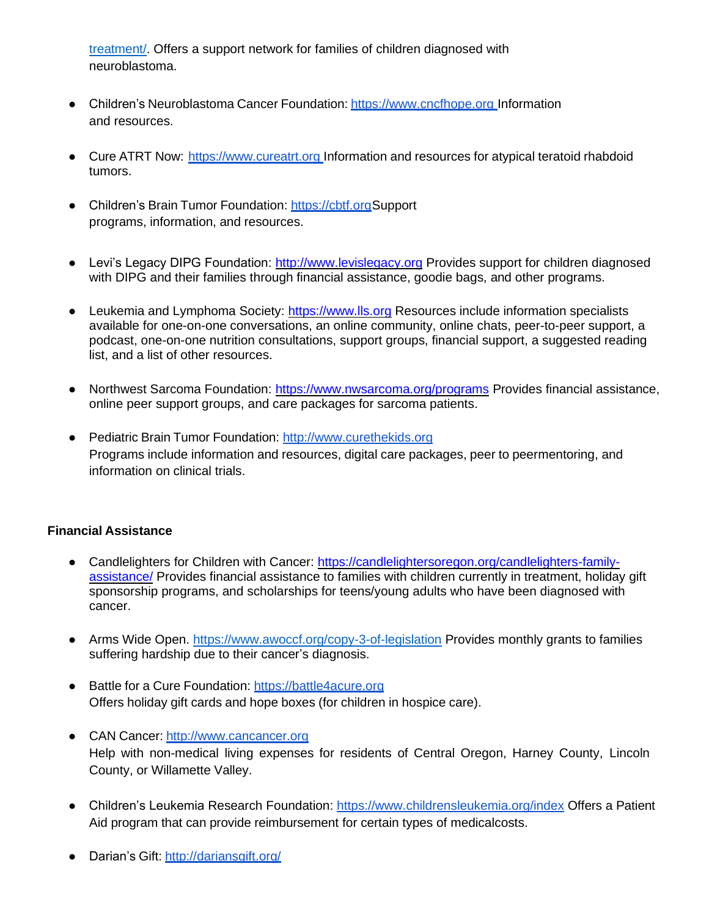[treatment/](treatment/). Offers a support network for families of children diagnosed with neuroblastoma.

- Children's Neuroblastoma Cancer Foundation: https://www.cncfhope.org Information and resources.

- Cure ATRT Now: https://www.cureatrt.org Information and resources for atypical teratoid rhabdoid tumors.

- Children's Brain Tumor Foundation: https://cbtf.orgSupport programs, information, and resources.

- Levi's Legacy DIPG Foundation: http://www.levislegacy.org Provides support for children diagnosed with DIPG and their families through financial assistance, goodie bags, and other programs.

- Leukemia and Lymphoma Society: https://www.lls.org Resources include information specialists available for one-on-one conversations, an online community, online chats, peer-to-peer support, a podcast, one-on-one nutrition consultations, support groups, financial support, a suggested reading list, and a list of other resources.

- Northwest Sarcoma Foundation: https://www.nwsarcoma.org/programs Provides financial assistance, online peer support groups, and care packages for sarcoma patients.

- Pediatric Brain Tumor Foundation: http://www.curethekids.org
  Programs include information and resources, digital care packages, peer to peermentoring, and information on clinical trials.

**Financial Assistance**

- Candlelighters for Children with Cancer: https://candlelightersoregon.org/candlelighters-family-assistance/ Provides financial assistance to families with children currently in treatment, holiday gift sponsorship programs, and scholarships for teens/young adults who have been diagnosed with cancer.

- Arms Wide Open. https://www.awoccf.org/copy-3-of-legislation Provides monthly grants to families suffering hardship due to their cancer's diagnosis.

- Battle for a Cure Foundation: https://battle4acure.org
  Offers holiday gift cards and hope boxes (for children in hospice care).

- CAN Cancer: http://www.cancancer.org
  Help with non-medical living expenses for residents of Central Oregon, Harney County, Lincoln County, or Willamette Valley.

- Children's Leukemia Research Foundation: https://www.childrensleukemia.org/index Offers a Patient Aid program that can provide reimbursement for certain types of medicalcosts.

- Darian's Gift: http://dariansgift.org/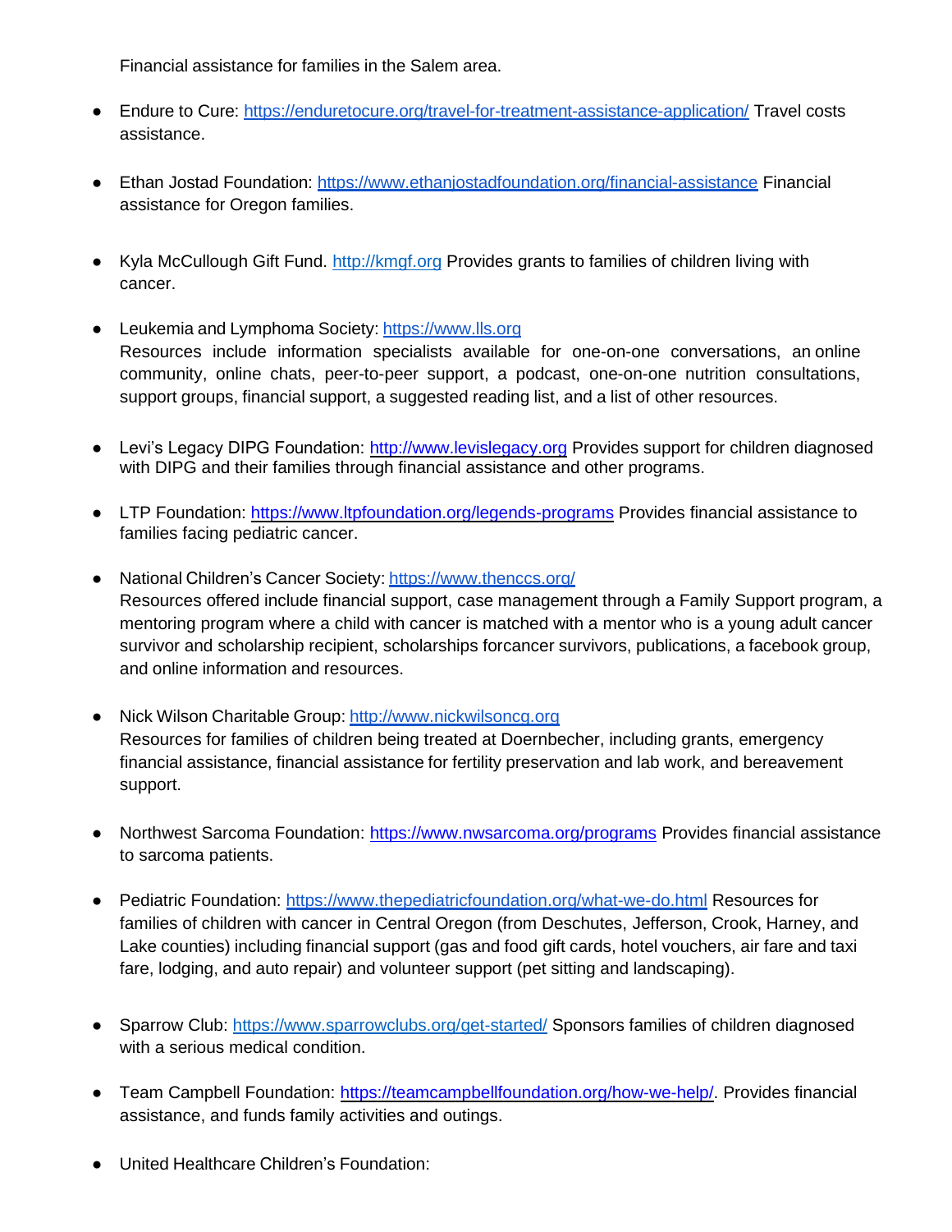Financial assistance for families in the Salem area.

- Endure to Cure: https://enduretocure.org/travel-for-treatment-assistance-application/ Travel costs assistance.

- Ethan Jostad Foundation: https://www.ethanjostadfoundation.org/financial-assistance Financial assistance for Oregon families.

- Kyla McCullough Gift Fund. http://kmgf.org Provides grants to families of children living with cancer.

- Leukemia and Lymphoma Society: https://www.lls.org
  Resources include information specialists available for one-on-one conversations, an online community, online chats, peer-to-peer support, a podcast, one-on-one nutrition consultations, support groups, financial support, a suggested reading list, and a list of other resources.

- Levi's Legacy DIPG Foundation: http://www.levislegacy.org Provides support for children diagnosed with DIPG and their families through financial assistance and other programs.

- LTP Foundation: https://www.ltpfoundation.org/legends-programs Provides financial assistance to families facing pediatric cancer.

- National Children's Cancer Society: https://www.thenccs.org/
  Resources offered include financial support, case management through a Family Support program, a mentoring program where a child with cancer is matched with a mentor who is a young adult cancer survivor and scholarship recipient, scholarships forcancer survivors, publications, a facebook group, and online information and resources.

- Nick Wilson Charitable Group: http://www.nickwilsoncg.org
  Resources for families of children being treated at Doernbecher, including grants, emergency financial assistance, financial assistance for fertility preservation and lab work, and bereavement support.

- Northwest Sarcoma Foundation: https://www.nwsarcoma.org/programs Provides financial assistance to sarcoma patients.

- Pediatric Foundation: https://www.thepediatricfoundation.org/what-we-do.html Resources for families of children with cancer in Central Oregon (from Deschutes, Jefferson, Crook, Harney, and Lake counties) including financial support (gas and food gift cards, hotel vouchers, air fare and taxi fare, lodging, and auto repair) and volunteer support (pet sitting and landscaping).

- Sparrow Club: https://www.sparrowclubs.org/get-started/ Sponsors families of children diagnosed with a serious medical condition.

- Team Campbell Foundation: https://teamcampbellfoundation.org/how-we-help/. Provides financial assistance, and funds family activities and outings.

- United Healthcare Children's Foundation: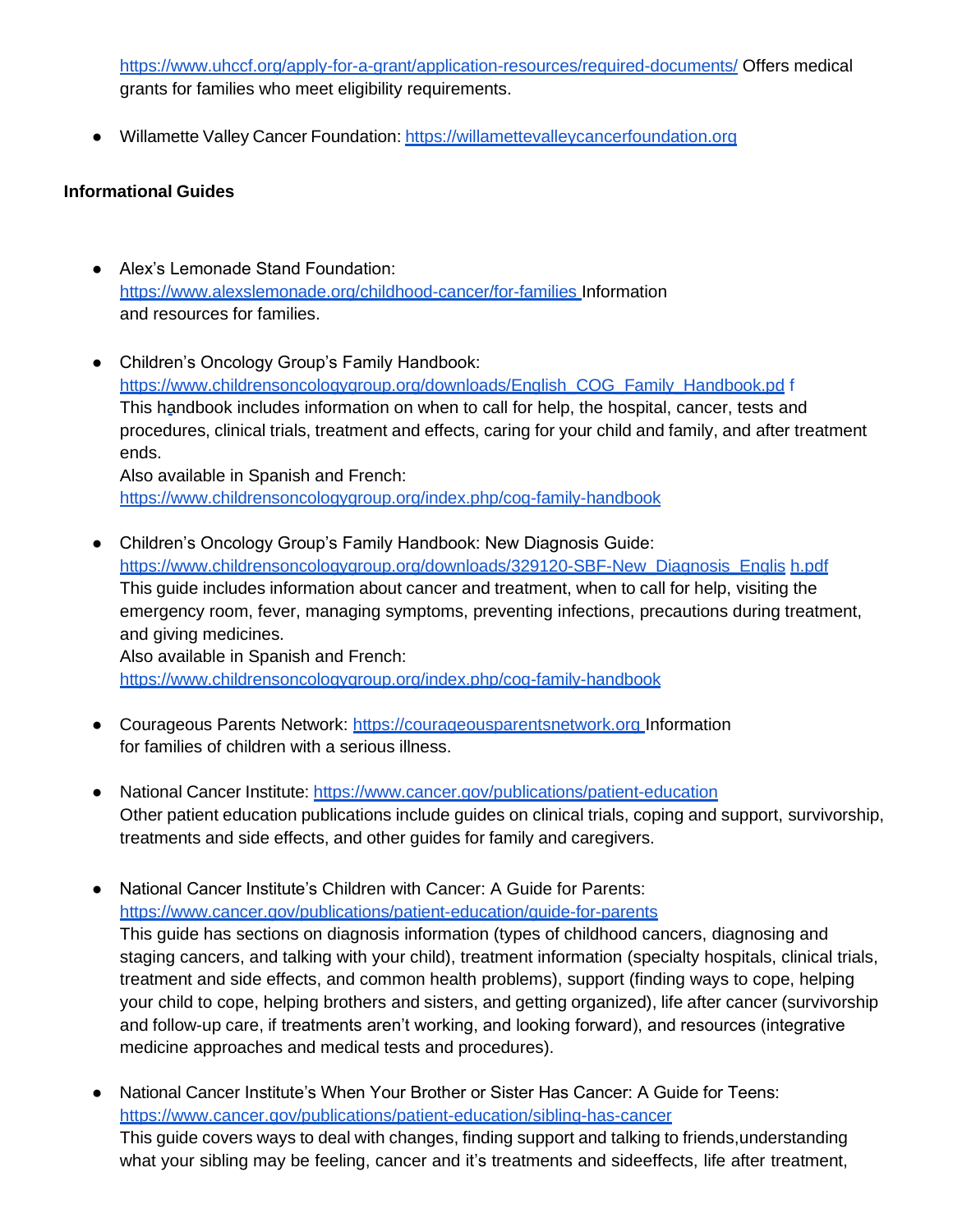https://www.uhccf.org/apply-for-a-grant/application-resources/required-documents/ Offers medical grants for families who meet eligibility requirements.

- Willamette Valley Cancer Foundation: https://willamettevalleycancerfoundation.org

**Informational Guides**

- Alex's Lemonade Stand Foundation: https://www.alexslemonade.org/childhood-cancer/for-families Information and resources for families.

- Children's Oncology Group's Family Handbook: https://www.childrensoncologygroup.org/downloads/English_COG_Family_Handbook.pd f
  This handbook includes information on when to call for help, the hospital, cancer, tests and procedures, clinical trials, treatment and effects, caring for your child and family, and after treatment ends.
  Also available in Spanish and French: https://www.childrensoncologygroup.org/index.php/cog-family-handbook

- Children's Oncology Group's Family Handbook: New Diagnosis Guide: https://www.childrensoncologygroup.org/downloads/329120-SBF-New_Diagnosis_Englis h.pdf
  This guide includes information about cancer and treatment, when to call for help, visiting the emergency room, fever, managing symptoms, preventing infections, precautions during treatment, and giving medicines.
  Also available in Spanish and French: https://www.childrensoncologygroup.org/index.php/cog-family-handbook

- Courageous Parents Network: https://courageousparentsnetwork.org Information for families of children with a serious illness.

- National Cancer Institute: https://www.cancer.gov/publications/patient-education
  Other patient education publications include guides on clinical trials, coping and support, survivorship, treatments and side effects, and other guides for family and caregivers.

- National Cancer Institute's Children with Cancer: A Guide for Parents: https://www.cancer.gov/publications/patient-education/guide-for-parents
  This guide has sections on diagnosis information (types of childhood cancers, diagnosing and staging cancers, and talking with your child), treatment information (specialty hospitals, clinical trials, treatment and side effects, and common health problems), support (finding ways to cope, helping your child to cope, helping brothers and sisters, and getting organized), life after cancer (survivorship and follow-up care, if treatments aren't working, and looking forward), and resources (integrative medicine approaches and medical tests and procedures).

- National Cancer Institute's When Your Brother or Sister Has Cancer: A Guide for Teens: https://www.cancer.gov/publications/patient-education/sibling-has-cancer
  This guide covers ways to deal with changes, finding support and talking to friends,understanding what your sibling may be feeling, cancer and it's treatments and sideeffects, life after treatment,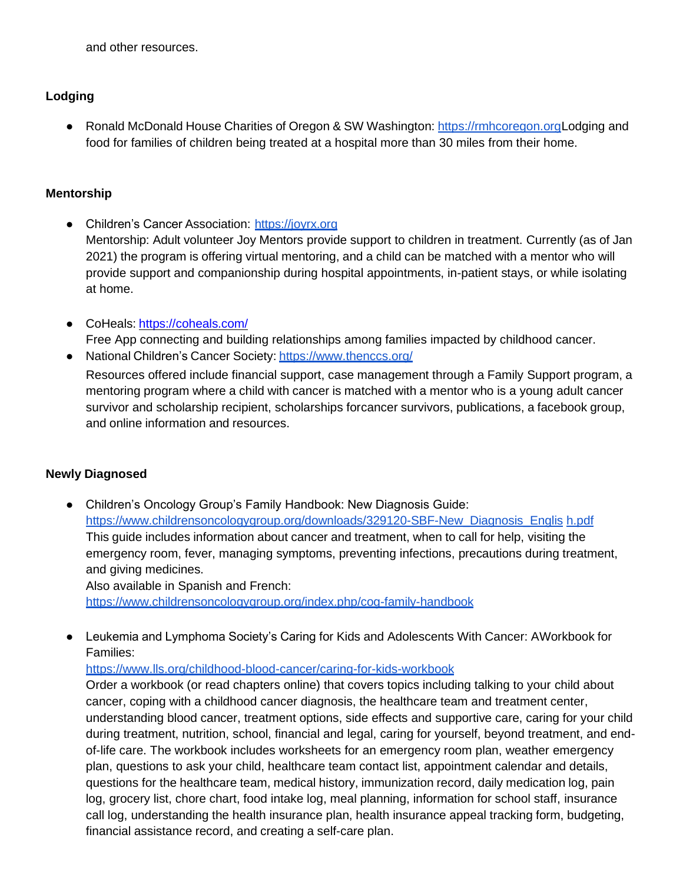and other resources.

**Lodging**

- Ronald McDonald House Charities of Oregon & SW Washington: https://rmhcoregon.orgLodging and food for families of children being treated at a hospital more than 30 miles from their home.

**Mentorship**

- Children's Cancer Association: https://joyrx.org
  Mentorship: Adult volunteer Joy Mentors provide support to children in treatment. Currently (as of Jan 2021) the program is offering virtual mentoring, and a child can be matched with a mentor who will provide support and companionship during hospital appointments, in-patient stays, or while isolating at home.

- CoHeals: https://coheals.com/
  Free App connecting and building relationships among families impacted by childhood cancer.
- National Children's Cancer Society: https://www.thenccs.org/
  Resources offered include financial support, case management through a Family Support program, a mentoring program where a child with cancer is matched with a mentor who is a young adult cancer survivor and scholarship recipient, scholarships forcancer survivors, publications, a facebook group, and online information and resources.

**Newly Diagnosed**

- Children's Oncology Group's Family Handbook: New Diagnosis Guide:
  https://www.childrensoncologygroup.org/downloads/329120-SBF-New_Diagnosis_Englis h.pdf
  This guide includes information about cancer and treatment, when to call for help, visiting the emergency room, fever, managing symptoms, preventing infections, precautions during treatment, and giving medicines.
  Also available in Spanish and French:
  https://www.childrensoncologygroup.org/index.php/cog-family-handbook

- Leukemia and Lymphoma Society's Caring for Kids and Adolescents With Cancer: AWorkbook for Families:
  https://www.lls.org/childhood-blood-cancer/caring-for-kids-workbook
  Order a workbook (or read chapters online) that covers topics including talking to your child about cancer, coping with a childhood cancer diagnosis, the healthcare team and treatment center, understanding blood cancer, treatment options, side effects and supportive care, caring for your child during treatment, nutrition, school, financial and legal, caring for yourself, beyond treatment, and end-of-life care. The workbook includes worksheets for an emergency room plan, weather emergency plan, questions to ask your child, healthcare team contact list, appointment calendar and details, questions for the healthcare team, medical history, immunization record, daily medication log, pain log, grocery list, chore chart, food intake log, meal planning, information for school staff, insurance call log, understanding the health insurance plan, health insurance appeal tracking form, budgeting, financial assistance record, and creating a self-care plan.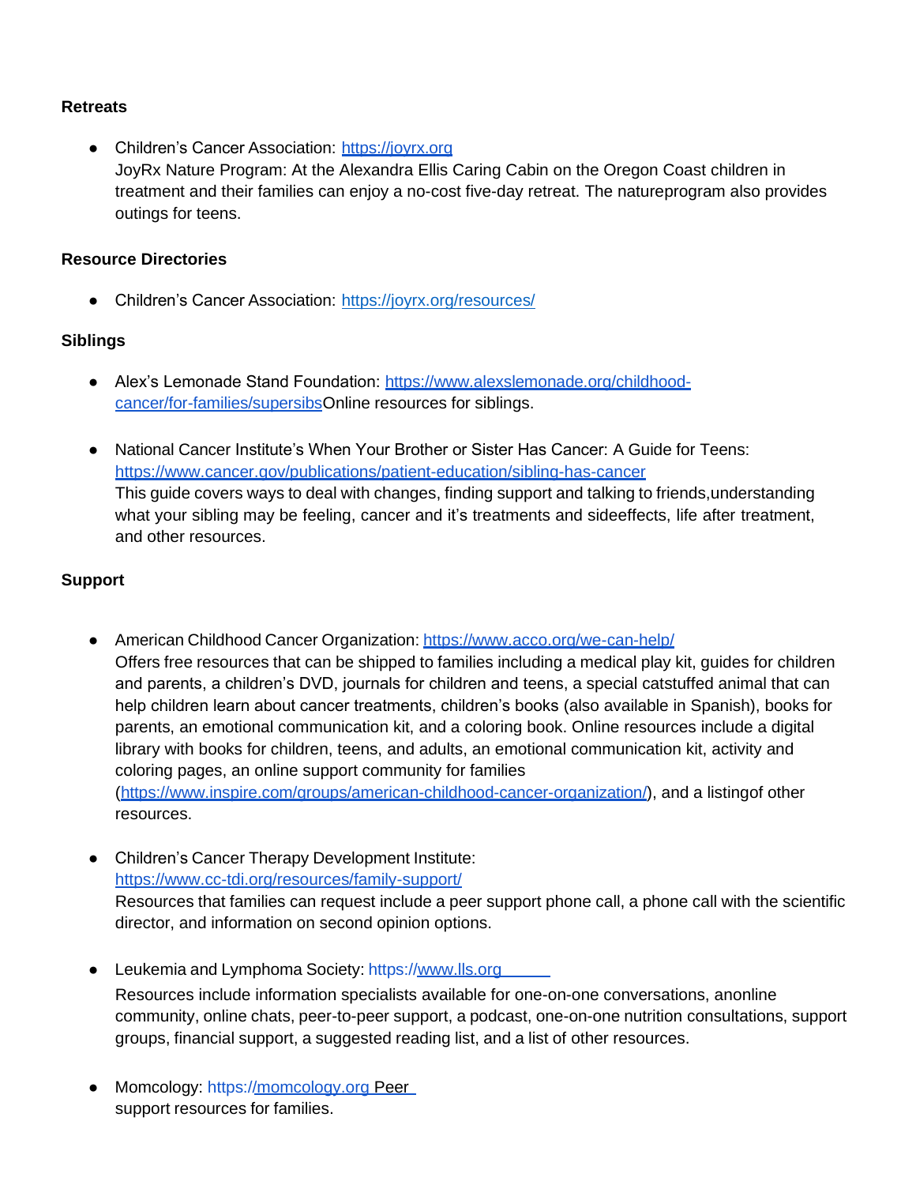**Retreats**

- Children's Cancer Association: https://joyrx.org
  JoyRx Nature Program: At the Alexandra Ellis Caring Cabin on the Oregon Coast children in treatment and their families can enjoy a no-cost five-day retreat. The natureprogram also provides outings for teens.

**Resource Directories**

- Children's Cancer Association: https://joyrx.org/resources/

**Siblings**

- Alex's Lemonade Stand Foundation: https://www.alexslemonade.org/childhood-cancer/for-families/supersibsOnline resources for siblings.

- National Cancer Institute's When Your Brother or Sister Has Cancer: A Guide for Teens: https://www.cancer.gov/publications/patient-education/sibling-has-cancer
  This guide covers ways to deal with changes, finding support and talking to friends,understanding what your sibling may be feeling, cancer and it's treatments and sideeffects, life after treatment, and other resources.

**Support**

- American Childhood Cancer Organization: https://www.acco.org/we-can-help/
  Offers free resources that can be shipped to families including a medical play kit, guides for children and parents, a children's DVD, journals for children and teens, a special catstuffed animal that can help children learn about cancer treatments, children's books (also available in Spanish), books for parents, an emotional communication kit, and a coloring book. Online resources include a digital library with books for children, teens, and adults, an emotional communication kit, activity and coloring pages, an online support community for families (https://www.inspire.com/groups/american-childhood-cancer-organization/), and a listingof other resources.

- Children's Cancer Therapy Development Institute: https://www.cc-tdi.org/resources/family-support/
  Resources that families can request include a peer support phone call, a phone call with the scientific director, and information on second opinion options.

- Leukemia and Lymphoma Society: https://www.lls.org
  Resources include information specialists available for one-on-one conversations, anonline community, online chats, peer-to-peer support, a podcast, one-on-one nutrition consultations, support groups, financial support, a suggested reading list, and a list of other resources.

- Momcology: https://momcology.org Peer support resources for families.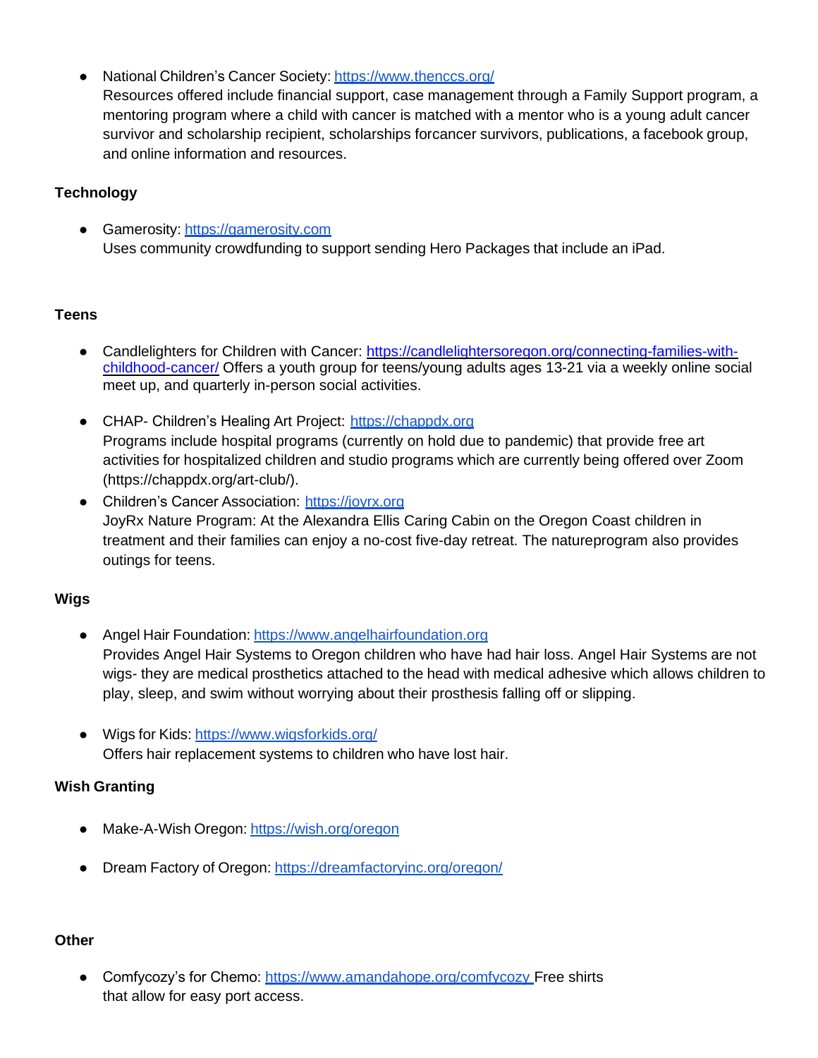- National Children's Cancer Society: https://www.thenccs.org/
  Resources offered include financial support, case management through a Family Support program, a mentoring program where a child with cancer is matched with a mentor who is a young adult cancer survivor and scholarship recipient, scholarships forcancer survivors, publications, a facebook group, and online information and resources.

**Technology**

- Gamerosity: https://gamerosity.com
  Uses community crowdfunding to support sending Hero Packages that include an iPad.

**Teens**

- Candlelighters for Children with Cancer: https://candlelightersoregon.org/connecting-families-with-childhood-cancer/ Offers a youth group for teens/young adults ages 13-21 via a weekly online social meet up, and quarterly in-person social activities.

- CHAP- Children's Healing Art Project: https://chappdx.org
  Programs include hospital programs (currently on hold due to pandemic) that provide free art activities for hospitalized children and studio programs which are currently being offered over Zoom (https://chappdx.org/art-club/).
- Children's Cancer Association: https://joyrx.org
  JoyRx Nature Program: At the Alexandra Ellis Caring Cabin on the Oregon Coast children in treatment and their families can enjoy a no-cost five-day retreat. The natureprogram also provides outings for teens.

**Wigs**

- Angel Hair Foundation: https://www.angelhairfoundation.org
  Provides Angel Hair Systems to Oregon children who have had hair loss. Angel Hair Systems are not wigs- they are medical prosthetics attached to the head with medical adhesive which allows children to play, sleep, and swim without worrying about their prosthesis falling off or slipping.

- Wigs for Kids: https://www.wigsforkids.org/
  Offers hair replacement systems to children who have lost hair.

**Wish Granting**

- Make-A-Wish Oregon: https://wish.org/oregon

- Dream Factory of Oregon: https://dreamfactoryinc.org/oregon/

**Other**

- Comfycozy's for Chemo: https://www.amandahope.org/comfycozy Free shirts that allow for easy port access.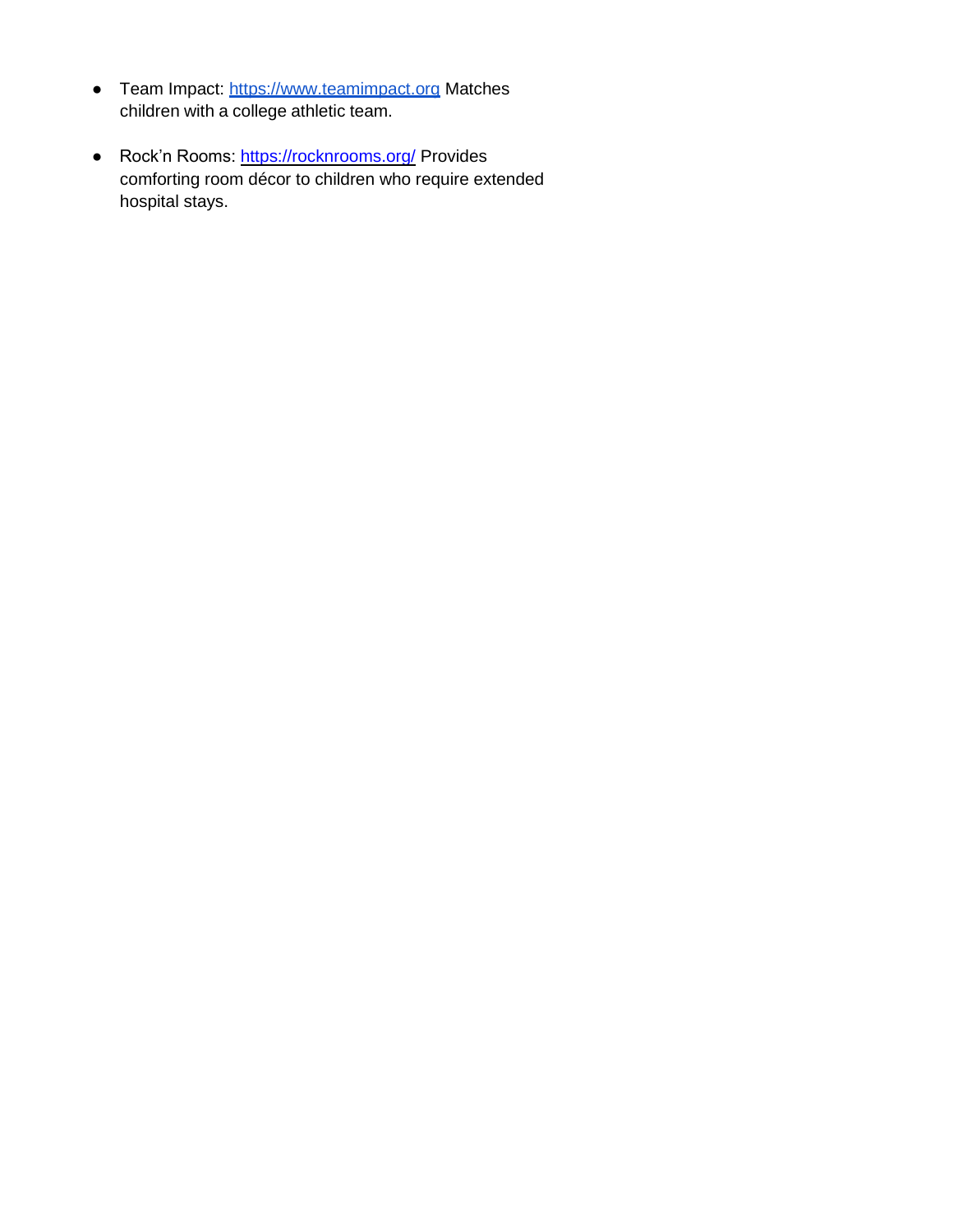- Team Impact: [https://www.teamimpact.org](https://www.teamimpact.org) Matches children with a college athletic team.

- Rock'n Rooms: [https://rocknrooms.org/](https://rocknrooms.org/) Provides comforting room décor to children who require extended hospital stays.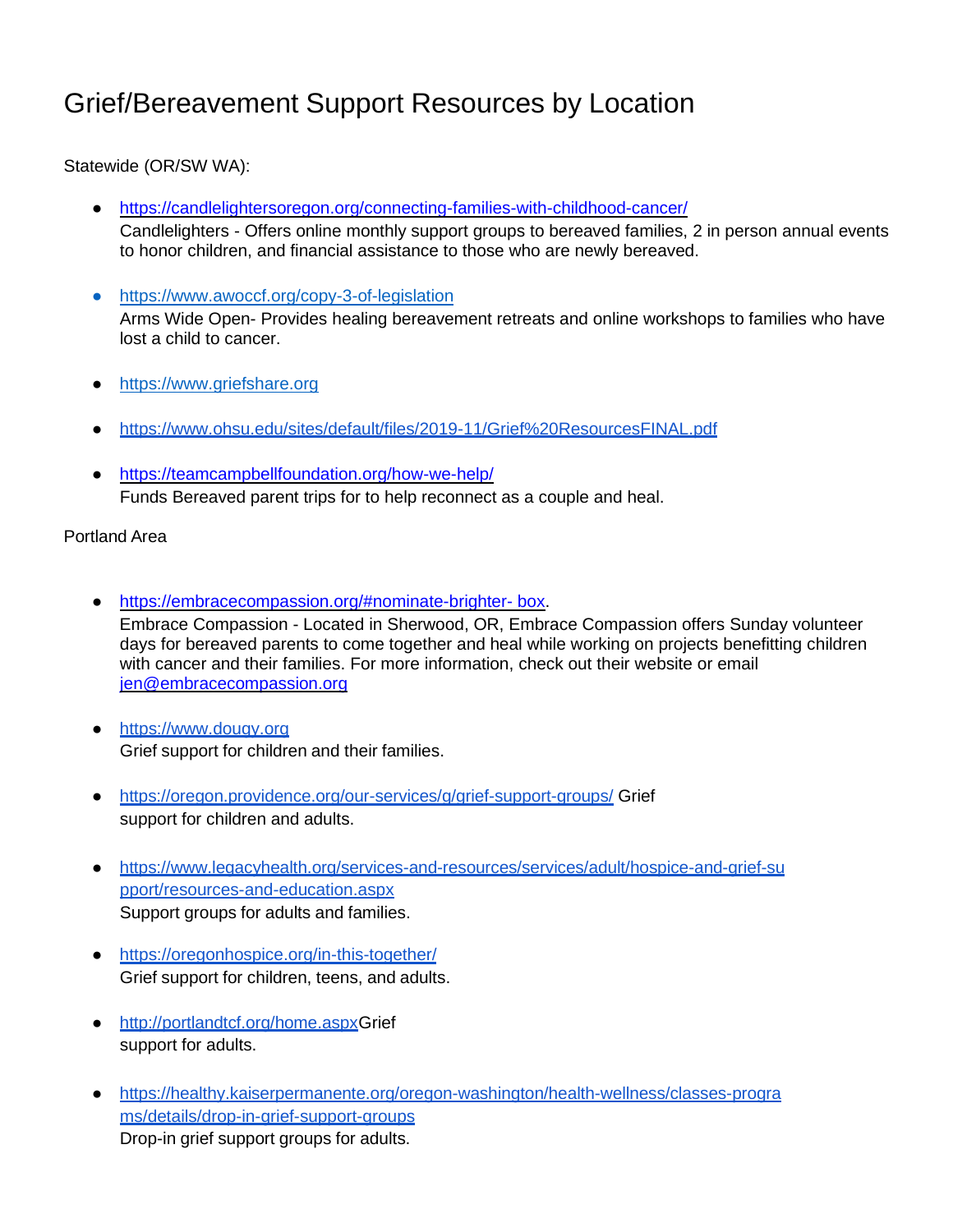# Grief/Bereavement Support Resources by Location

Statewide (OR/SW WA):

- https://candlelightersoregon.org/connecting-families-with-childhood-cancer/
  Candlelighters - Offers online monthly support groups to bereaved families, 2 in person annual events to honor children, and financial assistance to those who are newly bereaved.

- https://www.awoccf.org/copy-3-of-legislation
  Arms Wide Open- Provides healing bereavement retreats and online workshops to families who have lost a child to cancer.

- https://www.griefshare.org

- https://www.ohsu.edu/sites/default/files/2019-11/Grief%20ResourcesFINAL.pdf

- https://teamcampbellfoundation.org/how-we-help/
  Funds Bereaved parent trips for to help reconnect as a couple and heal.

Portland Area

- https://embracecompassion.org/#nominate-brighter- box.
  Embrace Compassion - Located in Sherwood, OR, Embrace Compassion offers Sunday volunteer days for bereaved parents to come together and heal while working on projects benefitting children with cancer and their families. For more information, check out their website or email jen@embracecompassion.org

- https://www.dougy.org
  Grief support for children and their families.

- https://oregon.providence.org/our-services/g/grief-support-groups/ Grief support for children and adults.

- https://www.legacyhealth.org/services-and-resources/services/adult/hospice-and-grief-support/resources-and-education.aspx
  Support groups for adults and families.

- https://oregonhospice.org/in-this-together/
  Grief support for children, teens, and adults.

- http://portlandtcf.org/home.aspxGrief support for adults.

- https://healthy.kaiserpermanente.org/oregon-washington/health-wellness/classes-programs/details/drop-in-grief-support-groups
  Drop-in grief support groups for adults.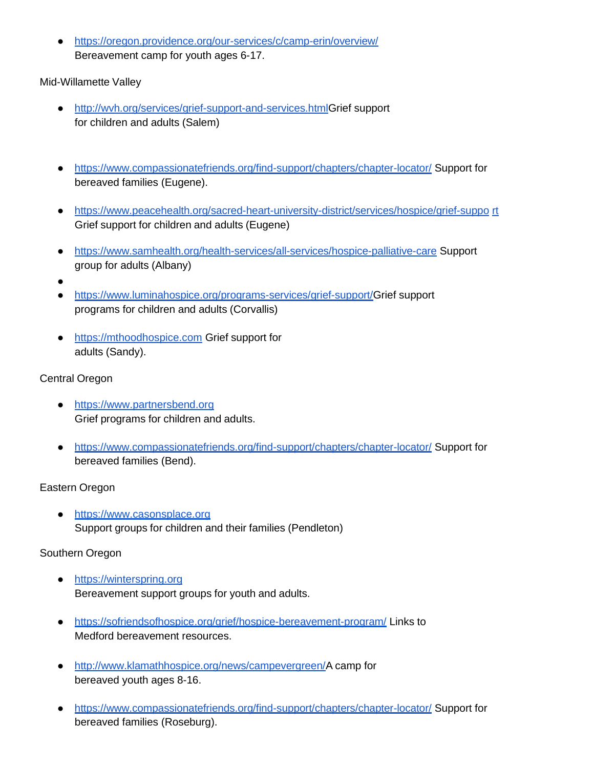- https://oregon.providence.org/our-services/c/camp-erin/overview/
  Bereavement camp for youth ages 6-17.

Mid-Willamette Valley

- http://wvh.org/services/grief-support-and-services.htmlGrief support for children and adults (Salem)

- https://www.compassionatefriends.org/find-support/chapters/chapter-locator/ Support for bereaved families (Eugene).

- https://www.peacehealth.org/sacred-heart-university-district/services/hospice/grief-suppo rt Grief support for children and adults (Eugene)

- https://www.samhealth.org/health-services/all-services/hospice-palliative-care Support group for adults (Albany)
- 
- https://www.luminahospice.org/programs-services/grief-support/Grief support programs for children and adults (Corvallis)

- https://mthoodhospice.com Grief support for adults (Sandy).

Central Oregon

- https://www.partnersbend.org
  Grief programs for children and adults.

- https://www.compassionatefriends.org/find-support/chapters/chapter-locator/ Support for bereaved families (Bend).

Eastern Oregon

- https://www.casonsplace.org
  Support groups for children and their families (Pendleton)

Southern Oregon

- https://winterspring.org
  Bereavement support groups for youth and adults.

- https://sofriendsofhospice.org/grief/hospice-bereavement-program/ Links to Medford bereavement resources.

- http://www.klamathhospice.org/news/campevergreen/A camp for bereaved youth ages 8-16.

- https://www.compassionatefriends.org/find-support/chapters/chapter-locator/ Support for bereaved families (Roseburg).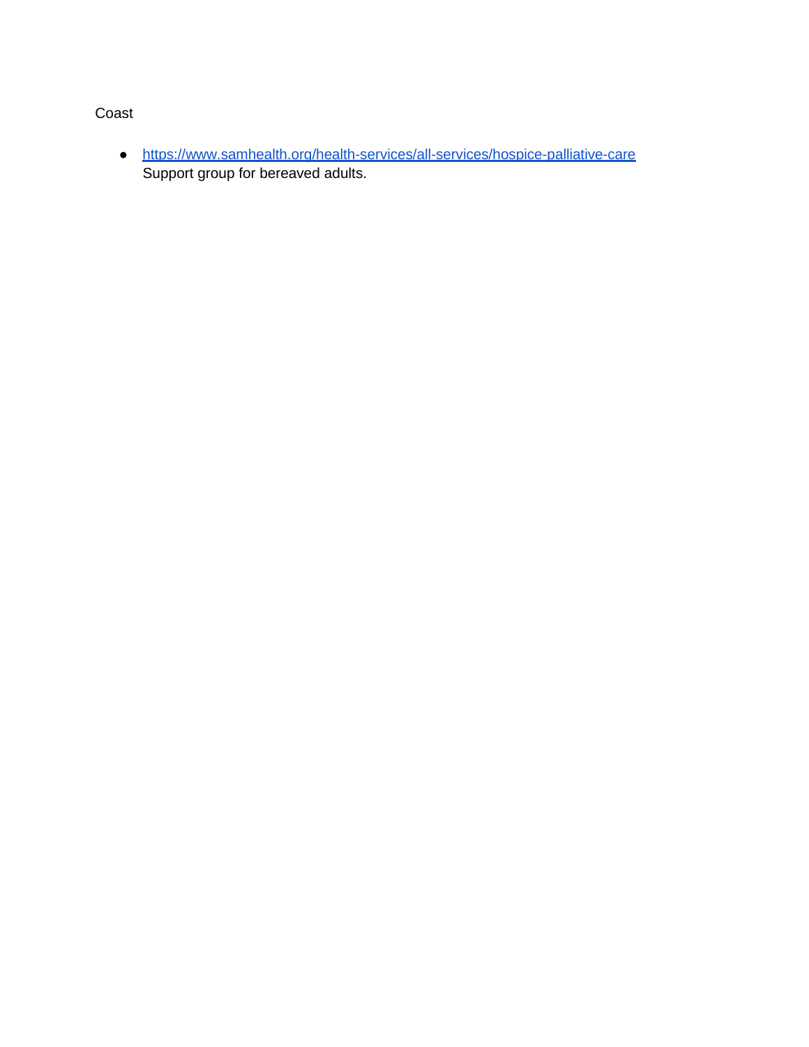Coast

- https://www.samhealth.org/health-services/all-services/hospice-palliative-care
  Support group for bereaved adults.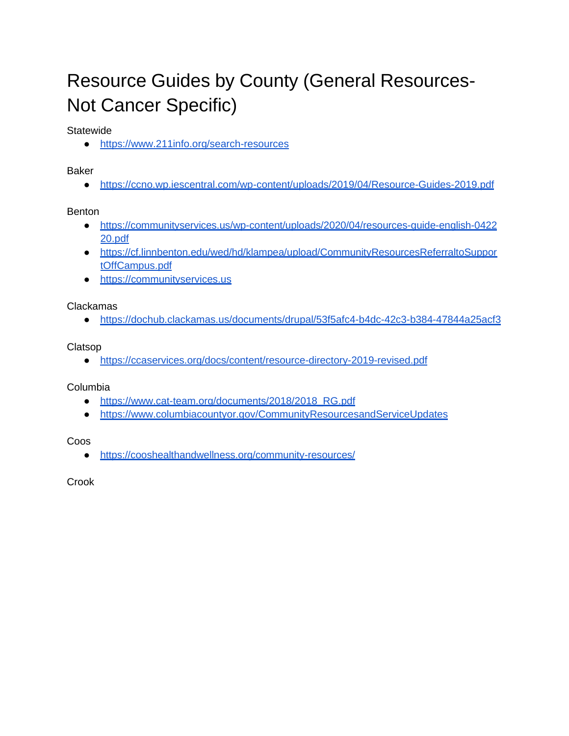# Resource Guides by County (General Resources- Not Cancer Specific)

Statewide

- https://www.211info.org/search-resources

Baker

- https://ccno.wp.iescentral.com/wp-content/uploads/2019/04/Resource-Guides-2019.pdf

Benton

- https://communityservices.us/wp-content/uploads/2020/04/resources-guide-english-042220.pdf
- https://cf.linnbenton.edu/wed/hd/klampea/upload/CommunityResourcesReferraltoSupportOffCampus.pdf
- https://communityservices.us

Clackamas

- https://dochub.clackamas.us/documents/drupal/53f5afc4-b4dc-42c3-b384-47844a25acf3

Clatsop

- https://ccaservices.org/docs/content/resource-directory-2019-revised.pdf

Columbia

- https://www.cat-team.org/documents/2018/2018_RG.pdf
- https://www.columbiacountyor.gov/CommunityResourcesandServiceUpdates

Coos

- https://cooshealthandwellness.org/community-resources/

Crook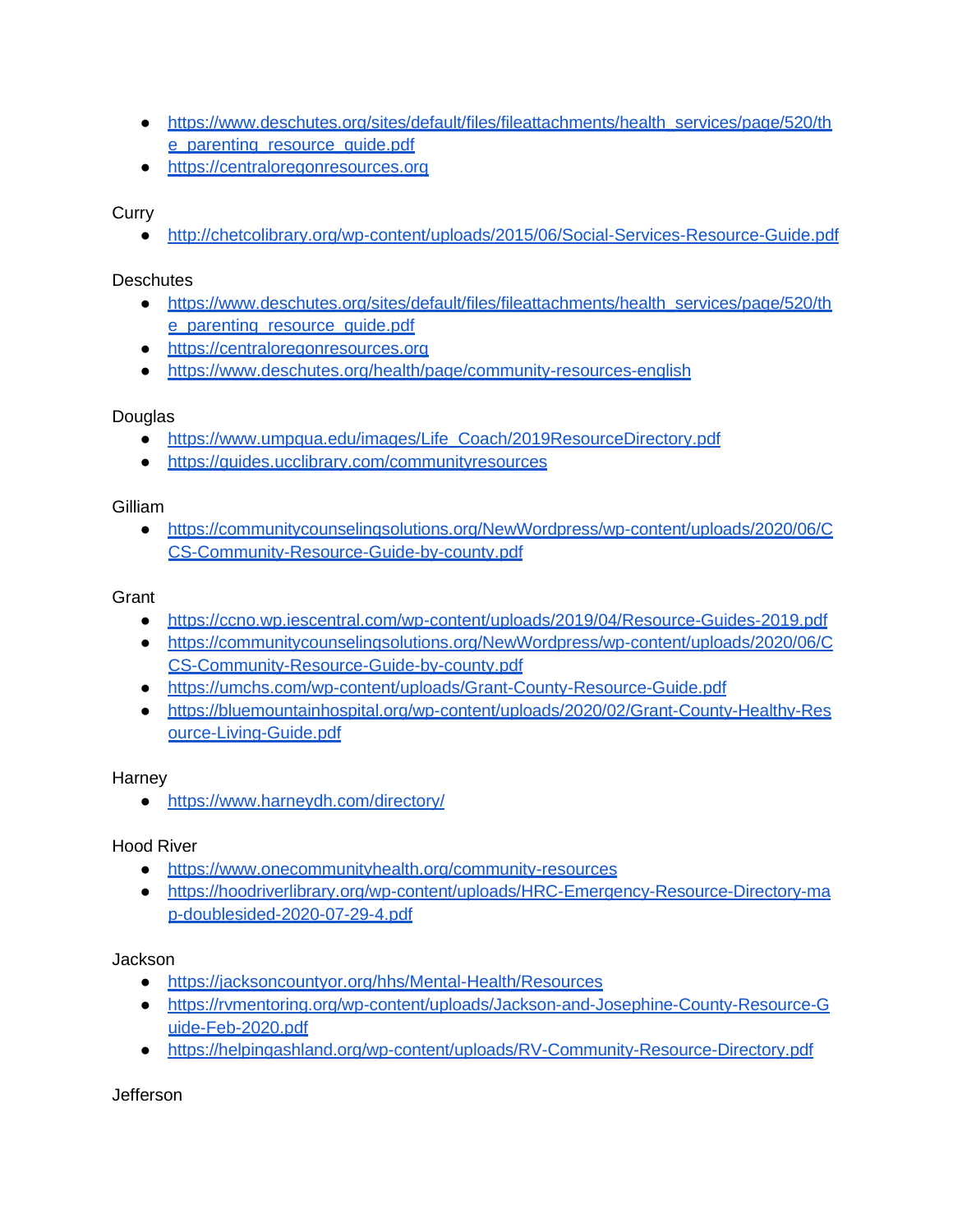- https://www.deschutes.org/sites/default/files/fileattachments/health_services/page/520/the_parenting_resource_guide.pdf
- https://centraloregonresources.org

Curry

- http://chetcolibrary.org/wp-content/uploads/2015/06/Social-Services-Resource-Guide.pdf

Deschutes

- https://www.deschutes.org/sites/default/files/fileattachments/health_services/page/520/the_parenting_resource_guide.pdf
- https://centraloregonresources.org
- https://www.deschutes.org/health/page/community-resources-english

Douglas

- https://www.umpqua.edu/images/Life_Coach/2019ResourceDirectory.pdf
- https://guides.ucclibrary.com/communityresources

Gilliam

- https://communitycounselingsolutions.org/NewWordpress/wp-content/uploads/2020/06/CCS-Community-Resource-Guide-by-county.pdf

Grant

- https://ccno.wp.iescentral.com/wp-content/uploads/2019/04/Resource-Guides-2019.pdf
- https://communitycounselingsolutions.org/NewWordpress/wp-content/uploads/2020/06/CCS-Community-Resource-Guide-by-county.pdf
- https://umchs.com/wp-content/uploads/Grant-County-Resource-Guide.pdf
- https://bluemountainhospital.org/wp-content/uploads/2020/02/Grant-County-Healthy-Resource-Living-Guide.pdf

Harney

- https://www.harneydh.com/directory/

Hood River

- https://www.onecommunityhealth.org/community-resources
- https://hoodriverlibrary.org/wp-content/uploads/HRC-Emergency-Resource-Directory-map-doublesided-2020-07-29-4.pdf

Jackson

- https://jacksoncountyor.org/hhs/Mental-Health/Resources
- https://rvmentoring.org/wp-content/uploads/Jackson-and-Josephine-County-Resource-Guide-Feb-2020.pdf
- https://helpingashland.org/wp-content/uploads/RV-Community-Resource-Directory.pdf

Jefferson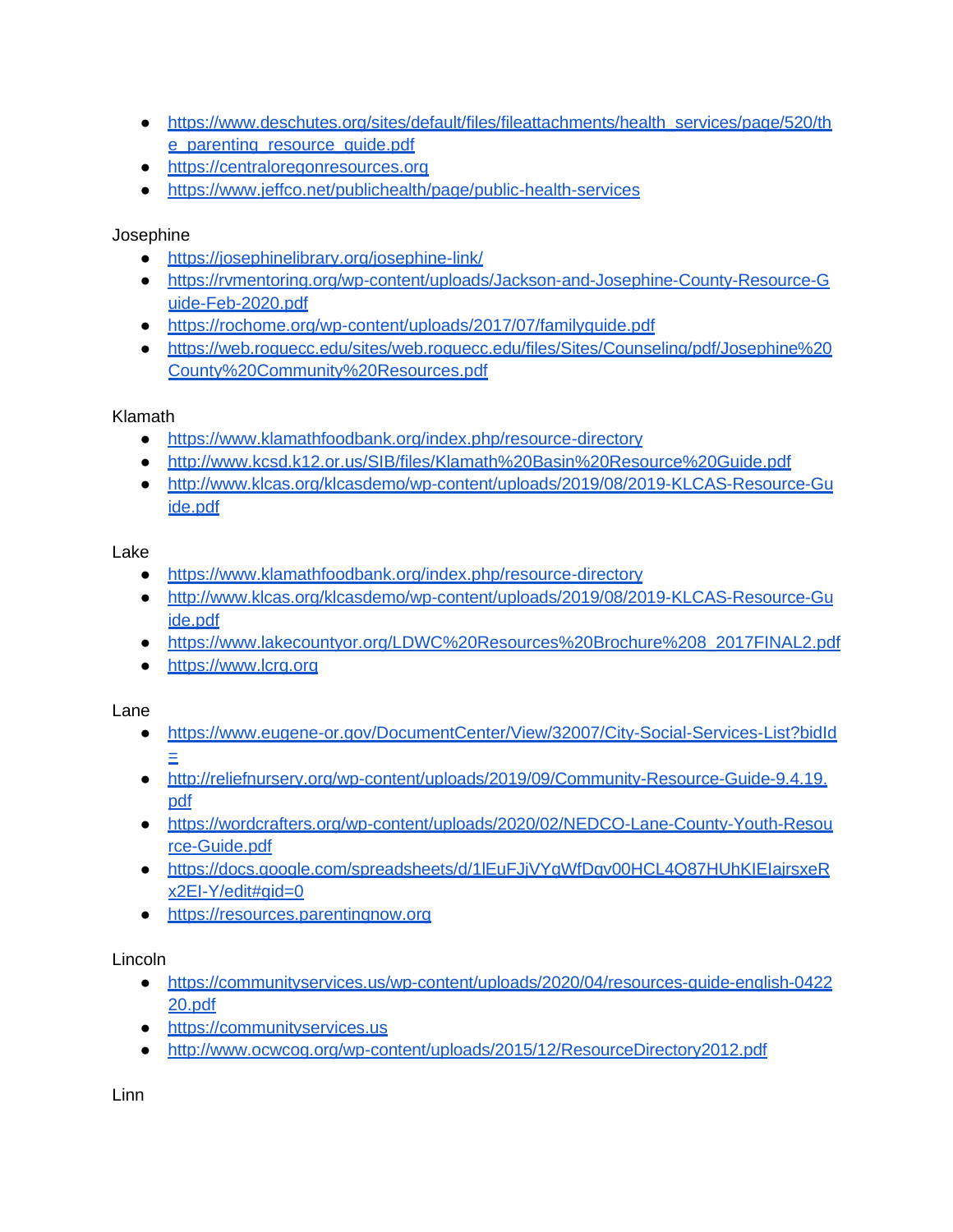- https://www.deschutes.org/sites/default/files/fileattachments/health_services/page/520/the_parenting_resource_guide.pdf
- https://centraloregonresources.org
- https://www.jeffco.net/publichealth/page/public-health-services

Josephine

- https://josephinelibrary.org/josephine-link/
- https://rvmentoring.org/wp-content/uploads/Jackson-and-Josephine-County-Resource-Guide-Feb-2020.pdf
- https://rochome.org/wp-content/uploads/2017/07/familyguide.pdf
- https://web.roguecc.edu/sites/web.roguecc.edu/files/Sites/Counseling/pdf/Josephine%20County%20Community%20Resources.pdf

Klamath

- https://www.klamathfoodbank.org/index.php/resource-directory
- http://www.kcsd.k12.or.us/SIB/files/Klamath%20Basin%20Resource%20Guide.pdf
- http://www.klcas.org/klcasdemo/wp-content/uploads/2019/08/2019-KLCAS-Resource-Guide.pdf

Lake

- https://www.klamathfoodbank.org/index.php/resource-directory
- http://www.klcas.org/klcasdemo/wp-content/uploads/2019/08/2019-KLCAS-Resource-Guide.pdf
- https://www.lakecountyor.org/LDWC%20Resources%20Brochure%208_2017FINAL2.pdf
- https://www.lcrg.org

Lane

- https://www.eugene-or.gov/DocumentCenter/View/32007/City-Social-Services-List?bidId=
- http://reliefnursery.org/wp-content/uploads/2019/09/Community-Resource-Guide-9.4.19.pdf
- https://wordcrafters.org/wp-content/uploads/2020/02/NEDCO-Lane-County-Youth-Resource-Guide.pdf
- https://docs.google.com/spreadsheets/d/1lEuFJjVYgWfDqv00HCL4Q87HUhKIEIajrsxeRx2EI-Y/edit#gid=0
- https://resources.parentingnow.org

Lincoln

- https://communityservices.us/wp-content/uploads/2020/04/resources-guide-english-042220.pdf
- https://communityservices.us
- http://www.ocwcog.org/wp-content/uploads/2015/12/ResourceDirectory2012.pdf

Linn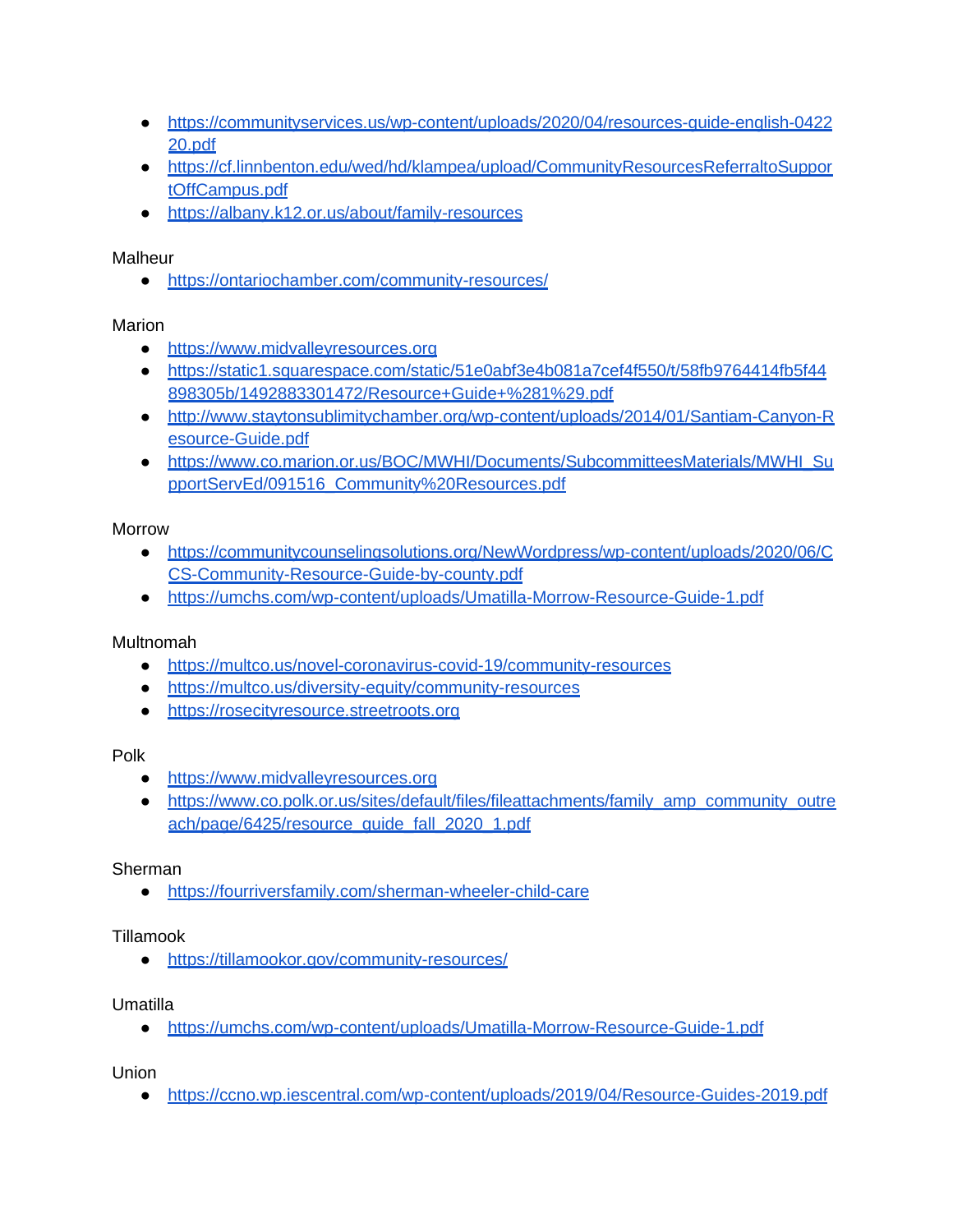- https://communityservices.us/wp-content/uploads/2020/04/resources-guide-english-042220.pdf
- https://cf.linnbenton.edu/wed/hd/klampea/upload/CommunityResourcesReferraltoSupportOffCampus.pdf
- https://albany.k12.or.us/about/family-resources

Malheur

- https://ontariochamber.com/community-resources/

Marion

- https://www.midvalleyresources.org
- https://static1.squarespace.com/static/51e0abf3e4b081a7cef4f550/t/58fb9764414fb5f44898305b/1492883301472/Resource+Guide+%281%29.pdf
- http://www.staytonsublimitychamber.org/wp-content/uploads/2014/01/Santiam-Canyon-Resource-Guide.pdf
- https://www.co.marion.or.us/BOC/MWHI/Documents/SubcommitteesMaterials/MWHI_SupportServEd/091516_Community%20Resources.pdf

Morrow

- https://communitycounselingsolutions.org/NewWordpress/wp-content/uploads/2020/06/CCS-Community-Resource-Guide-by-county.pdf
- https://umchs.com/wp-content/uploads/Umatilla-Morrow-Resource-Guide-1.pdf

Multnomah

- https://multco.us/novel-coronavirus-covid-19/community-resources
- https://multco.us/diversity-equity/community-resources
- https://rosecityresource.streetroots.org

Polk

- https://www.midvalleyresources.org
- https://www.co.polk.or.us/sites/default/files/fileattachments/family_amp_community_outreach/page/6425/resource_guide_fall_2020_1.pdf

Sherman

- https://fourriversfamily.com/sherman-wheeler-child-care

Tillamook

- https://tillamookor.gov/community-resources/

Umatilla

- https://umchs.com/wp-content/uploads/Umatilla-Morrow-Resource-Guide-1.pdf

Union

- https://ccno.wp.iescentral.com/wp-content/uploads/2019/04/Resource-Guides-2019.pdf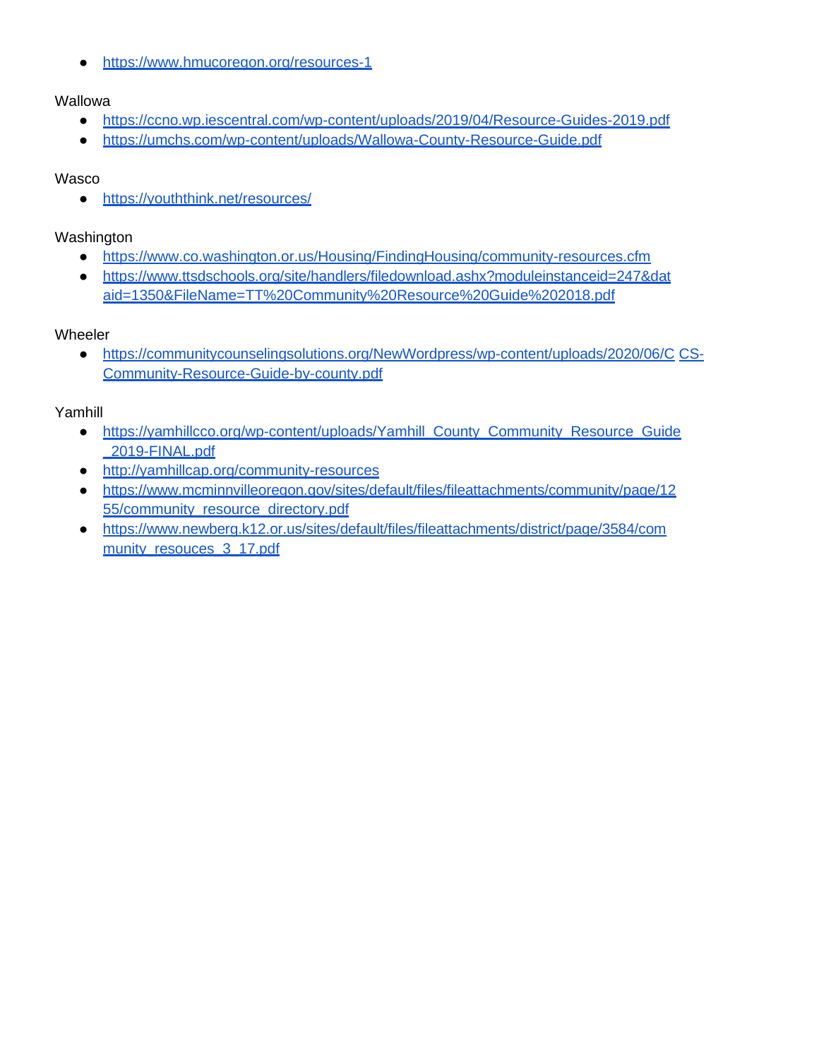- https://www.hmucoregon.org/resources-1

Wallowa

- https://ccno.wp.iescentral.com/wp-content/uploads/2019/04/Resource-Guides-2019.pdf
- https://umchs.com/wp-content/uploads/Wallowa-County-Resource-Guide.pdf

Wasco

- https://youththink.net/resources/

Washington

- https://www.co.washington.or.us/Housing/FindingHousing/community-resources.cfm
- https://www.ttsdschools.org/site/handlers/filedownload.ashx?moduleinstanceid=247&dataid=1350&FileName=TT%20Community%20Resource%20Guide%202018.pdf

Wheeler

- https://communitycounselingsolutions.org/NewWordpress/wp-content/uploads/2020/06/C CS-Community-Resource-Guide-by-county.pdf

Yamhill

- https://yamhillcco.org/wp-content/uploads/Yamhill_County_Community_Resource_Guide_2019-FINAL.pdf
- http://yamhillcap.org/community-resources
- https://www.mcminnvilleoregon.gov/sites/default/files/fileattachments/community/page/1255/community_resource_directory.pdf
- https://www.newberg.k12.or.us/sites/default/files/fileattachments/district/page/3584/community_resouces_3_17.pdf